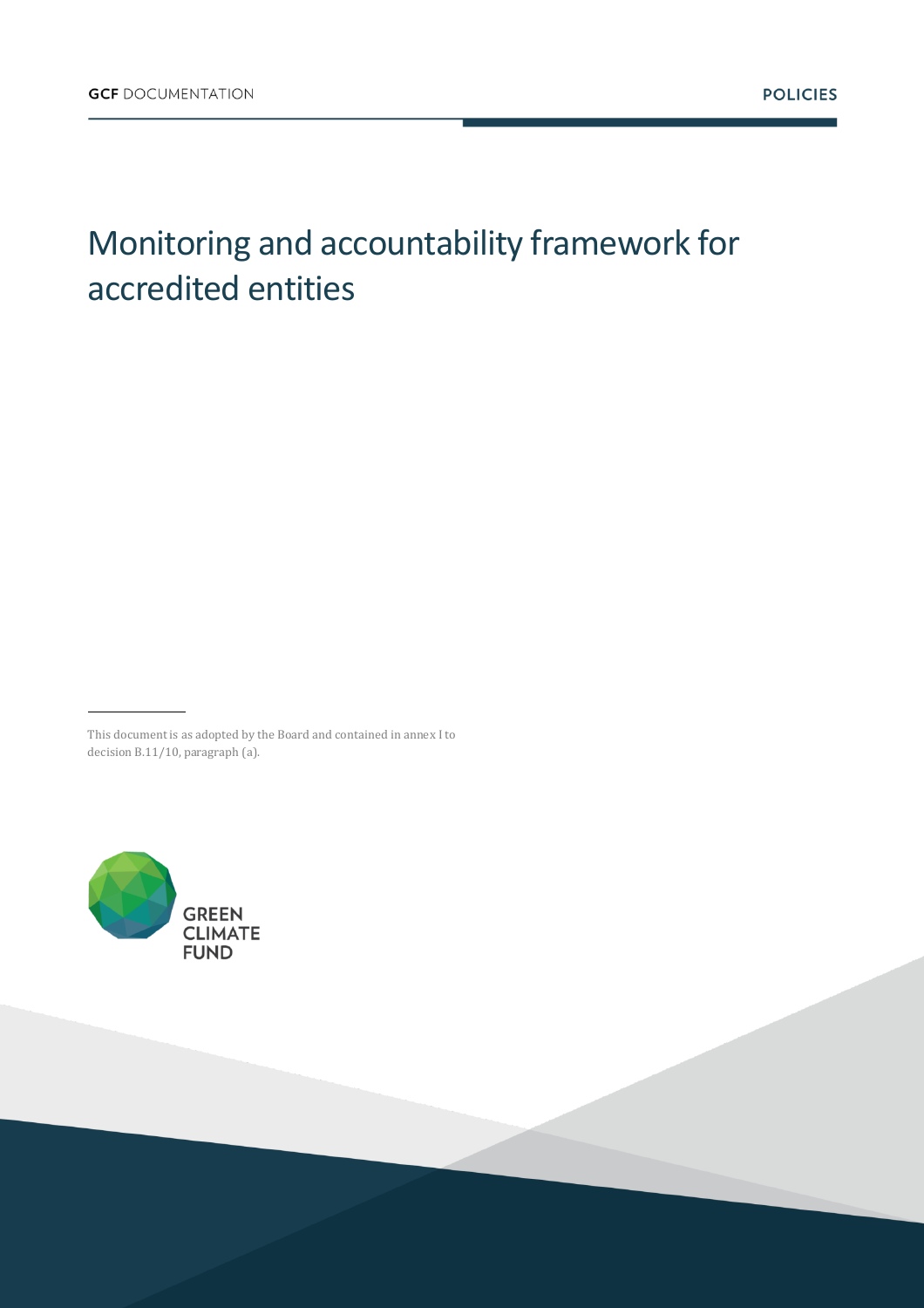GCF DOCUMENTATION

POLICIES

# Monitoring and accountability framework for accredited entities

This document is as adopted by the Board and contained in annex I to decision B.11/10, paragraph (a).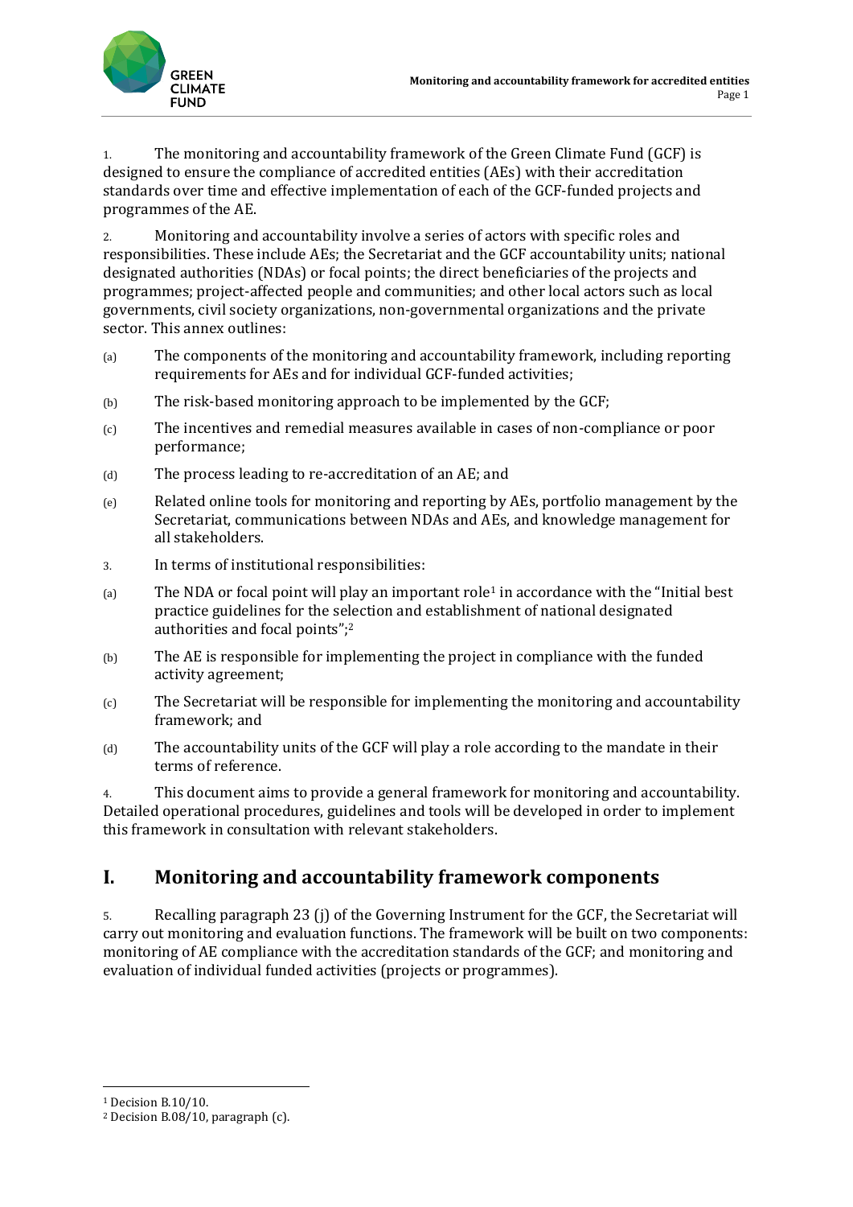1. The monitoring and accountability framework of the Green Climate Fund (GCF) is designed to ensure the compliance of accredited entities (AEs) with their accreditation standards over time and effective implementation of each of the GCF-funded projects and programmes of the AE.

2. Monitoring and accountability involve a series of actors with specific roles and responsibilities. These include AEs; the Secretariat and the GCF accountability units; national designated authorities (NDAs) or focal points; the direct beneficiaries of the projects and programmes; project-affected people and communities; and other local actors such as local governments, civil society organizations, non-governmental organizations and the private sector. This annex outlines:

(a) The components of the monitoring and accountability framework, including reporting requirements for AEs and for individual GCF-funded activities;

(b) The risk-based monitoring approach to be implemented by the GCF;

(c) The incentives and remedial measures available in cases of non-compliance or poor performance;

(d) The process leading to re-accreditation of an AE; and

(e) Related online tools for monitoring and reporting by AEs, portfolio management by the Secretariat, communications between NDAs and AEs, and knowledge management for all stakeholders.

3. In terms of institutional responsibilities:

(a) The NDA or focal point will play an important role[1] in accordance with the "Initial best practice guidelines for the selection and establishment of national designated authorities and focal points";[2]

(b) The AE is responsible for implementing the project in compliance with the funded activity agreement;

(c) The Secretariat will be responsible for implementing the monitoring and accountability framework; and

(d) The accountability units of the GCF will play a role according to the mandate in their terms of reference.

4. This document aims to provide a general framework for monitoring and accountability. Detailed operational procedures, guidelines and tools will be developed in order to implement this framework in consultation with relevant stakeholders.

# I. Monitoring and accountability framework components

5. Recalling paragraph 23 (j) of the Governing Instrument for the GCF, the Secretariat will carry out monitoring and evaluation functions. The framework will be built on two components: monitoring of AE compliance with the accreditation standards of the GCF; and monitoring and evaluation of individual funded activities (projects or programmes).

[1] Decision B.10/10.

[2] Decision B.08/10, paragraph (c).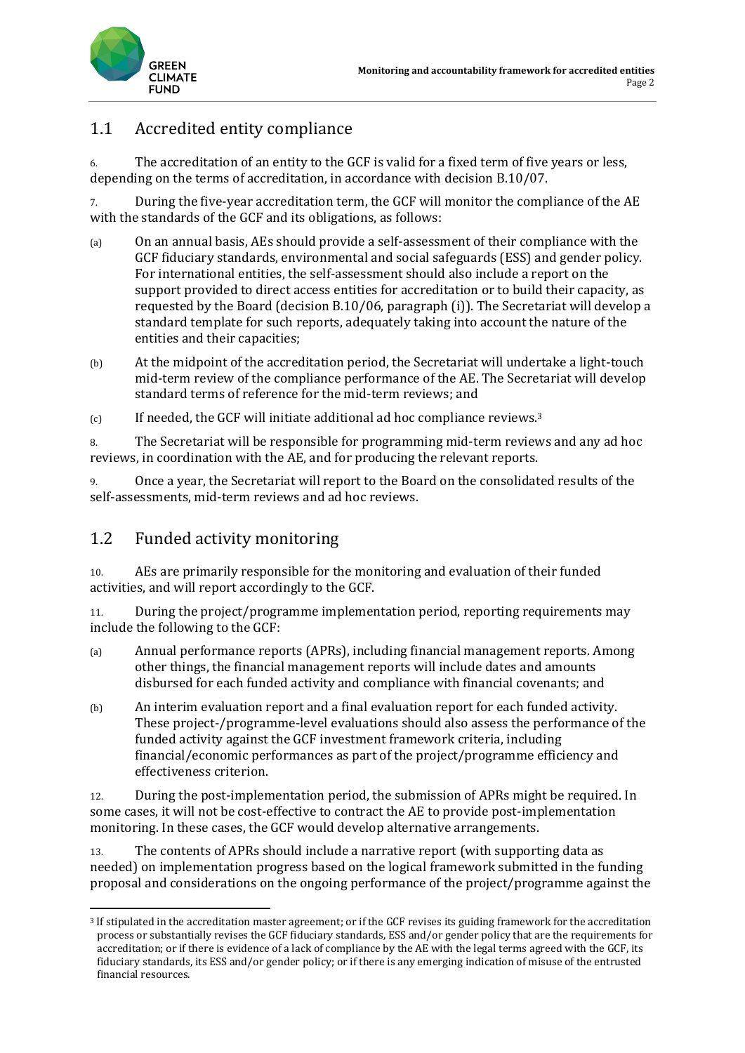## 1.1 Accredited entity compliance

6. The accreditation of an entity to the GCF is valid for a fixed term of five years or less, depending on the terms of accreditation, in accordance with decision B.10/07.

7. During the five-year accreditation term, the GCF will monitor the compliance of the AE with the standards of the GCF and its obligations, as follows:

(a) On an annual basis, AEs should provide a self-assessment of their compliance with the GCF fiduciary standards, environmental and social safeguards (ESS) and gender policy. For international entities, the self-assessment should also include a report on the support provided to direct access entities for accreditation or to build their capacity, as requested by the Board (decision B.10/06, paragraph (i)). The Secretariat will develop a standard template for such reports, adequately taking into account the nature of the entities and their capacities;

(b) At the midpoint of the accreditation period, the Secretariat will undertake a light-touch mid-term review of the compliance performance of the AE. The Secretariat will develop standard terms of reference for the mid-term reviews; and

(c) If needed, the GCF will initiate additional ad hoc compliance reviews.[3]

8. The Secretariat will be responsible for programming mid-term reviews and any ad hoc reviews, in coordination with the AE, and for producing the relevant reports.

9. Once a year, the Secretariat will report to the Board on the consolidated results of the self-assessments, mid-term reviews and ad hoc reviews.

## 1.2 Funded activity monitoring

10. AEs are primarily responsible for the monitoring and evaluation of their funded activities, and will report accordingly to the GCF.

11. During the project/programme implementation period, reporting requirements may include the following to the GCF:

(a) Annual performance reports (APRs), including financial management reports. Among other things, the financial management reports will include dates and amounts disbursed for each funded activity and compliance with financial covenants; and

(b) An interim evaluation report and a final evaluation report for each funded activity. These project-/programme-level evaluations should also assess the performance of the funded activity against the GCF investment framework criteria, including financial/economic performances as part of the project/programme efficiency and effectiveness criterion.

12. During the post-implementation period, the submission of APRs might be required. In some cases, it will not be cost-effective to contract the AE to provide post-implementation monitoring. In these cases, the GCF would develop alternative arrangements.

13. The contents of APRs should include a narrative report (with supporting data as needed) on implementation progress based on the logical framework submitted in the funding proposal and considerations on the ongoing performance of the project/programme against the

---

[3] If stipulated in the accreditation master agreement; or if the GCF revises its guiding framework for the accreditation process or substantially revises the GCF fiduciary standards, ESS and/or gender policy that are the requirements for accreditation; or if there is evidence of a lack of compliance by the AE with the legal terms agreed with the GCF, its fiduciary standards, its ESS and/or gender policy; or if there is any emerging indication of misuse of the entrusted financial resources.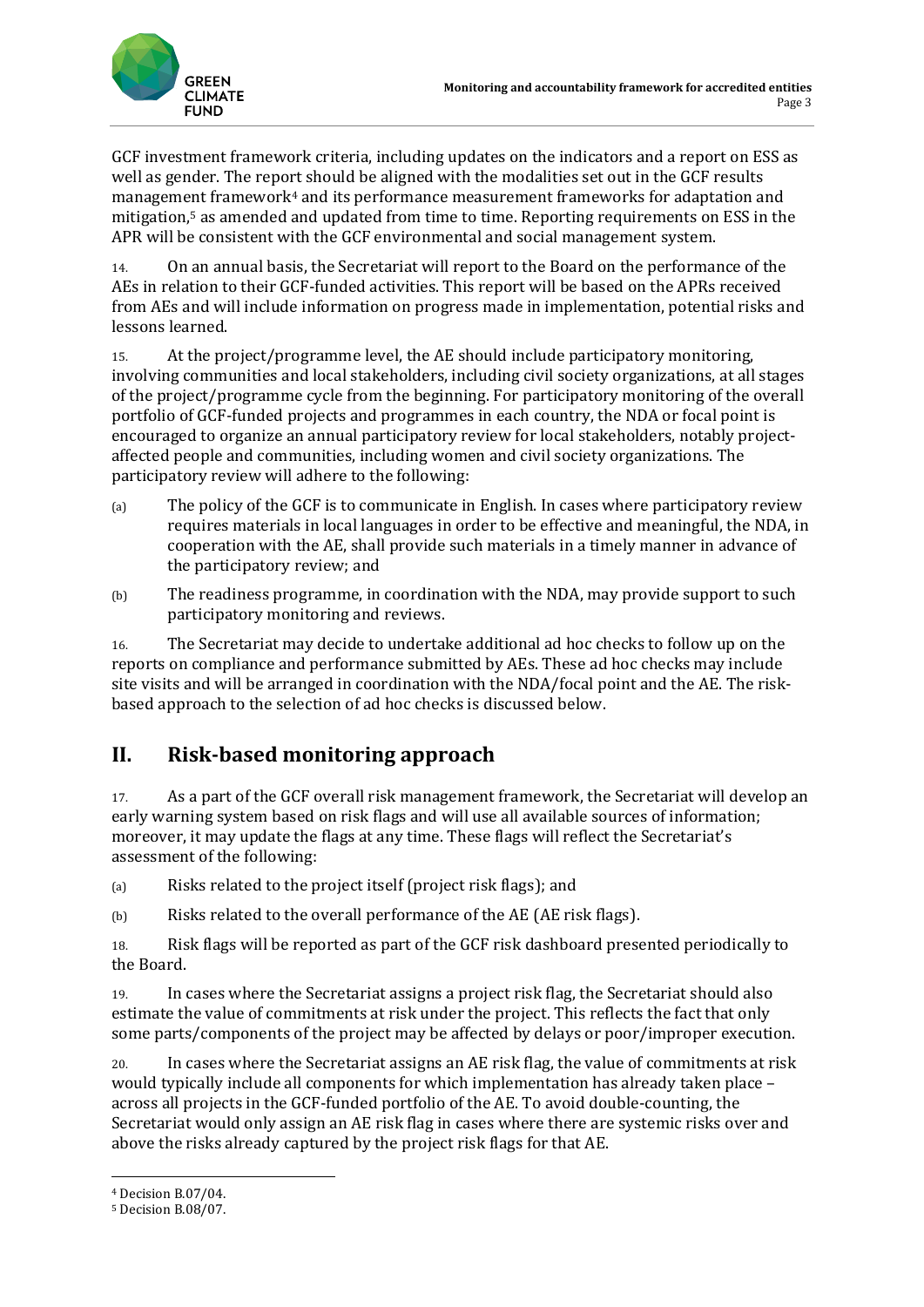GCF investment framework criteria, including updates on the indicators and a report on ESS as well as gender. The report should be aligned with the modalities set out in the GCF results management framework[4] and its performance measurement frameworks for adaptation and mitigation,[5] as amended and updated from time to time. Reporting requirements on ESS in the APR will be consistent with the GCF environmental and social management system.

14. On an annual basis, the Secretariat will report to the Board on the performance of the AEs in relation to their GCF-funded activities. This report will be based on the APRs received from AEs and will include information on progress made in implementation, potential risks and lessons learned.

15. At the project/programme level, the AE should include participatory monitoring, involving communities and local stakeholders, including civil society organizations, at all stages of the project/programme cycle from the beginning. For participatory monitoring of the overall portfolio of GCF-funded projects and programmes in each country, the NDA or focal point is encouraged to organize an annual participatory review for local stakeholders, notably project-affected people and communities, including women and civil society organizations. The participatory review will adhere to the following:

(a) The policy of the GCF is to communicate in English. In cases where participatory review requires materials in local languages in order to be effective and meaningful, the NDA, in cooperation with the AE, shall provide such materials in a timely manner in advance of the participatory review; and

(b) The readiness programme, in coordination with the NDA, may provide support to such participatory monitoring and reviews.

16. The Secretariat may decide to undertake additional ad hoc checks to follow up on the reports on compliance and performance submitted by AEs. These ad hoc checks may include site visits and will be arranged in coordination with the NDA/focal point and the AE. The risk-based approach to the selection of ad hoc checks is discussed below.

## II. Risk-based monitoring approach

17. As a part of the GCF overall risk management framework, the Secretariat will develop an early warning system based on risk flags and will use all available sources of information; moreover, it may update the flags at any time. These flags will reflect the Secretariat's assessment of the following:

(a) Risks related to the project itself (project risk flags); and

(b) Risks related to the overall performance of the AE (AE risk flags).

18. Risk flags will be reported as part of the GCF risk dashboard presented periodically to the Board.

19. In cases where the Secretariat assigns a project risk flag, the Secretariat should also estimate the value of commitments at risk under the project. This reflects the fact that only some parts/components of the project may be affected by delays or poor/improper execution.

20. In cases where the Secretariat assigns an AE risk flag, the value of commitments at risk would typically include all components for which implementation has already taken place – across all projects in the GCF-funded portfolio of the AE. To avoid double-counting, the Secretariat would only assign an AE risk flag in cases where there are systemic risks over and above the risks already captured by the project risk flags for that AE.

---

[4] Decision B.07/04.

[5] Decision B.08/07.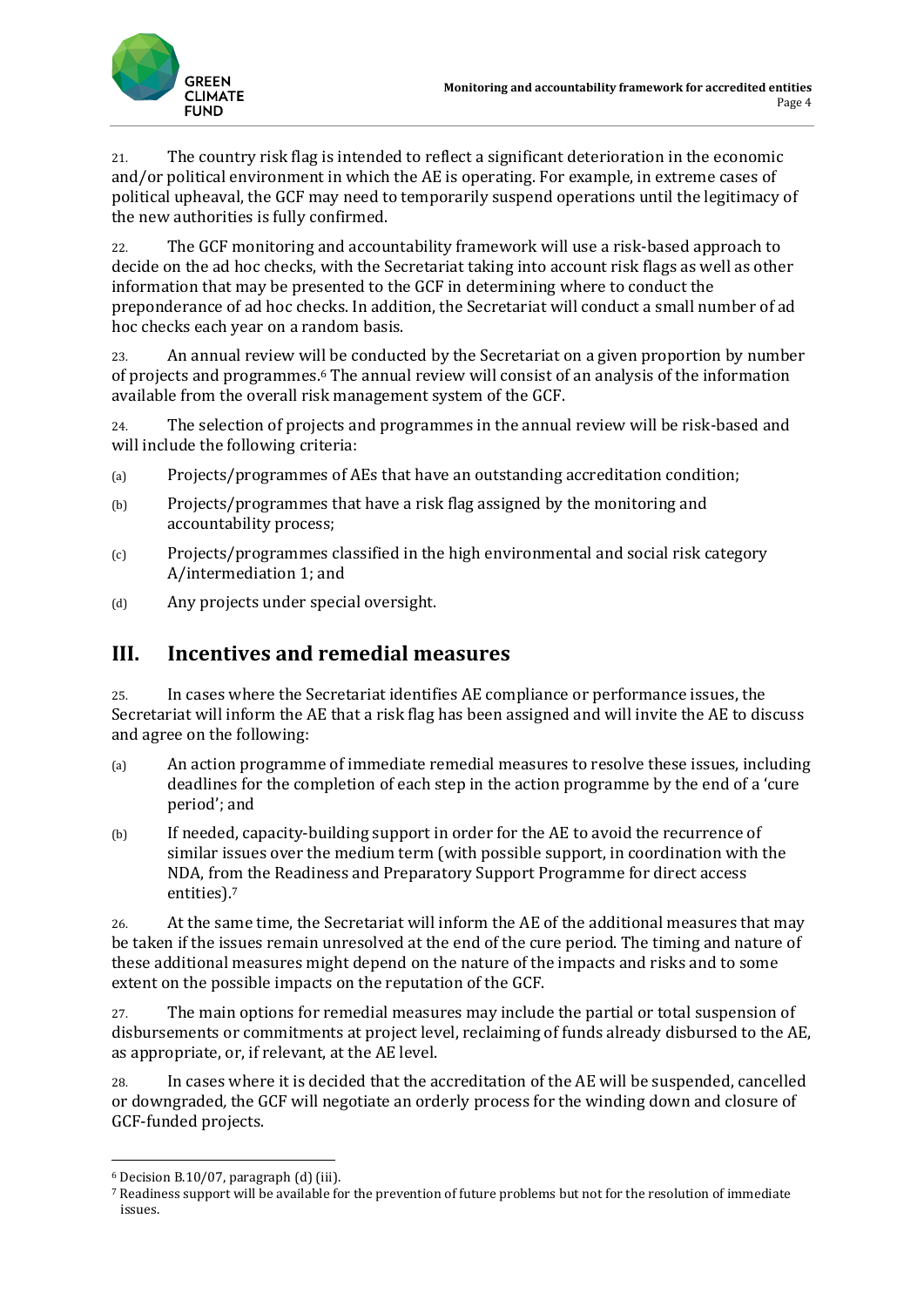21. The country risk flag is intended to reflect a significant deterioration in the economic and/or political environment in which the AE is operating. For example, in extreme cases of political upheaval, the GCF may need to temporarily suspend operations until the legitimacy of the new authorities is fully confirmed.

22. The GCF monitoring and accountability framework will use a risk-based approach to decide on the ad hoc checks, with the Secretariat taking into account risk flags as well as other information that may be presented to the GCF in determining where to conduct the preponderance of ad hoc checks. In addition, the Secretariat will conduct a small number of ad hoc checks each year on a random basis.

23. An annual review will be conducted by the Secretariat on a given proportion by number of projects and programmes.[6] The annual review will consist of an analysis of the information available from the overall risk management system of the GCF.

24. The selection of projects and programmes in the annual review will be risk-based and will include the following criteria:

(a) Projects/programmes of AEs that have an outstanding accreditation condition;

(b) Projects/programmes that have a risk flag assigned by the monitoring and accountability process;

(c) Projects/programmes classified in the high environmental and social risk category A/intermediation 1; and

(d) Any projects under special oversight.

## III. Incentives and remedial measures

25. In cases where the Secretariat identifies AE compliance or performance issues, the Secretariat will inform the AE that a risk flag has been assigned and will invite the AE to discuss and agree on the following:

(a) An action programme of immediate remedial measures to resolve these issues, including deadlines for the completion of each step in the action programme by the end of a 'cure period'; and

(b) If needed, capacity-building support in order for the AE to avoid the recurrence of similar issues over the medium term (with possible support, in coordination with the NDA, from the Readiness and Preparatory Support Programme for direct access entities).[7]

26. At the same time, the Secretariat will inform the AE of the additional measures that may be taken if the issues remain unresolved at the end of the cure period. The timing and nature of these additional measures might depend on the nature of the impacts and risks and to some extent on the possible impacts on the reputation of the GCF.

27. The main options for remedial measures may include the partial or total suspension of disbursements or commitments at project level, reclaiming of funds already disbursed to the AE, as appropriate, or, if relevant, at the AE level.

28. In cases where it is decided that the accreditation of the AE will be suspended, cancelled or downgraded, the GCF will negotiate an orderly process for the winding down and closure of GCF-funded projects.

---

[6] Decision B.10/07, paragraph (d) (iii).

[7] Readiness support will be available for the prevention of future problems but not for the resolution of immediate issues.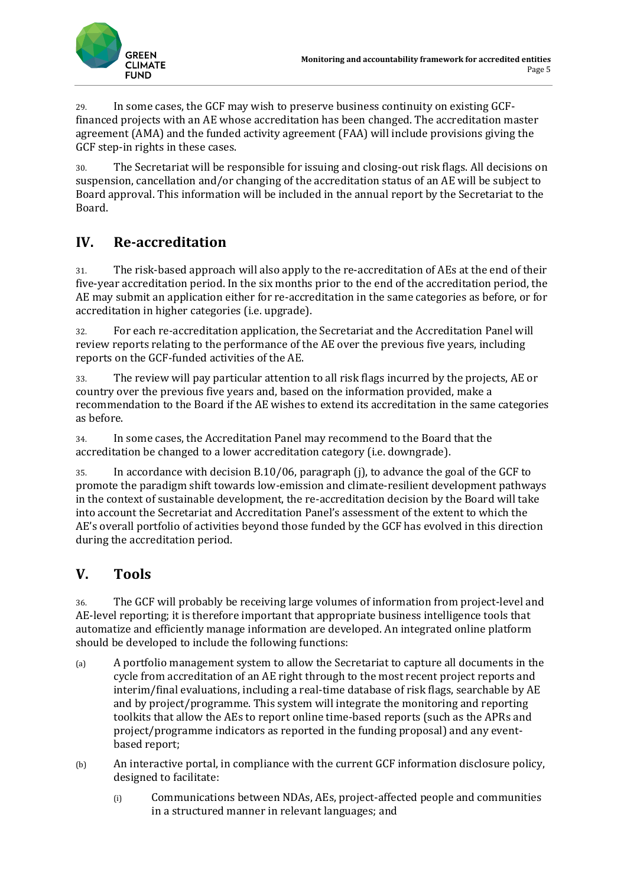29. In some cases, the GCF may wish to preserve business continuity on existing GCF-financed projects with an AE whose accreditation has been changed. The accreditation master agreement (AMA) and the funded activity agreement (FAA) will include provisions giving the GCF step-in rights in these cases.

30. The Secretariat will be responsible for issuing and closing-out risk flags. All decisions on suspension, cancellation and/or changing of the accreditation status of an AE will be subject to Board approval. This information will be included in the annual report by the Secretariat to the Board.

## IV. Re-accreditation

31. The risk-based approach will also apply to the re-accreditation of AEs at the end of their five-year accreditation period. In the six months prior to the end of the accreditation period, the AE may submit an application either for re-accreditation in the same categories as before, or for accreditation in higher categories (i.e. upgrade).

32. For each re-accreditation application, the Secretariat and the Accreditation Panel will review reports relating to the performance of the AE over the previous five years, including reports on the GCF-funded activities of the AE.

33. The review will pay particular attention to all risk flags incurred by the projects, AE or country over the previous five years and, based on the information provided, make a recommendation to the Board if the AE wishes to extend its accreditation in the same categories as before.

34. In some cases, the Accreditation Panel may recommend to the Board that the accreditation be changed to a lower accreditation category (i.e. downgrade).

35. In accordance with decision B.10/06, paragraph (j), to advance the goal of the GCF to promote the paradigm shift towards low-emission and climate-resilient development pathways in the context of sustainable development, the re-accreditation decision by the Board will take into account the Secretariat and Accreditation Panel's assessment of the extent to which the AE's overall portfolio of activities beyond those funded by the GCF has evolved in this direction during the accreditation period.

## V. Tools

36. The GCF will probably be receiving large volumes of information from project-level and AE-level reporting; it is therefore important that appropriate business intelligence tools that automatize and efficiently manage information are developed. An integrated online platform should be developed to include the following functions:

(a) A portfolio management system to allow the Secretariat to capture all documents in the cycle from accreditation of an AE right through to the most recent project reports and interim/final evaluations, including a real-time database of risk flags, searchable by AE and by project/programme. This system will integrate the monitoring and reporting toolkits that allow the AEs to report online time-based reports (such as the APRs and project/programme indicators as reported in the funding proposal) and any event-based report;

(b) An interactive portal, in compliance with the current GCF information disclosure policy, designed to facilitate:

 (i) Communications between NDAs, AEs, project-affected people and communities in a structured manner in relevant languages; and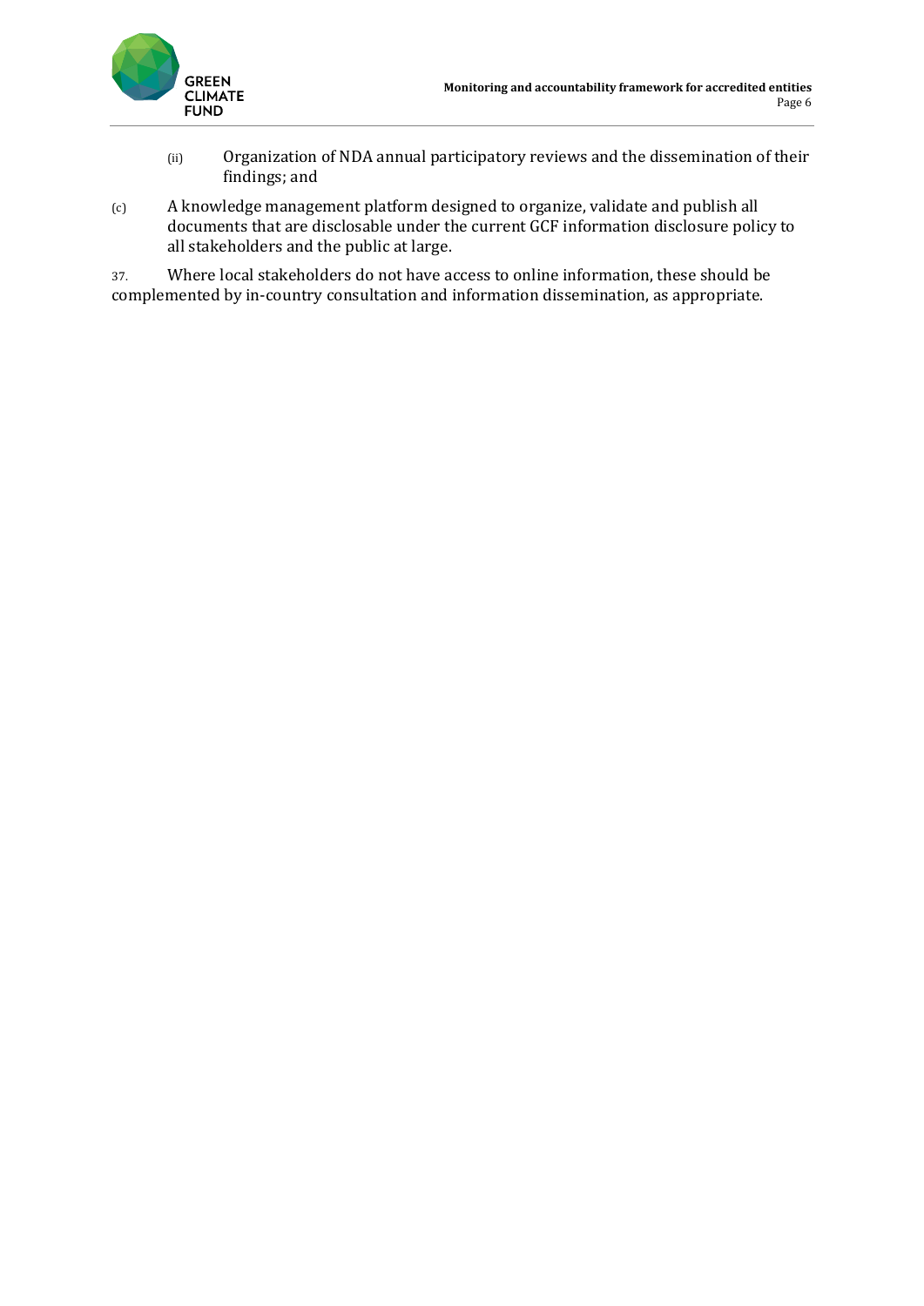(ii) Organization of NDA annual participatory reviews and the dissemination of their findings; and

(c) A knowledge management platform designed to organize, validate and publish all documents that are disclosable under the current GCF information disclosure policy to all stakeholders and the public at large.

37. Where local stakeholders do not have access to online information, these should be complemented by in-country consultation and information dissemination, as appropriate.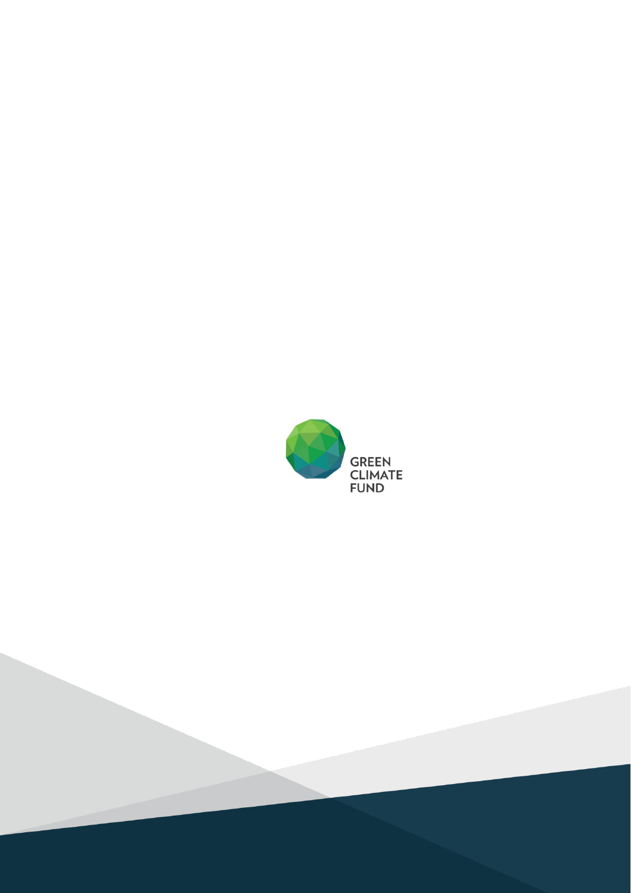GREEN
CLIMATE
FUND